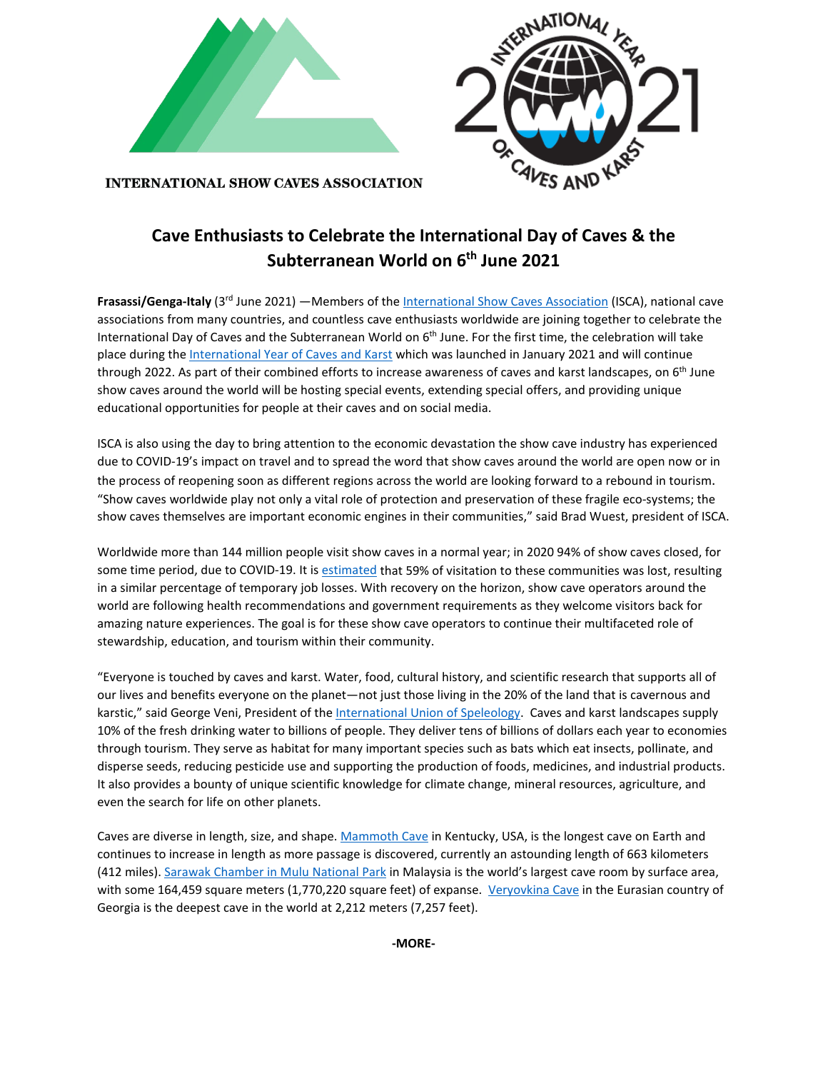INTERNATIONAL SHOW CAVES ASSOCIATION

# Cave Enthusiasts to Celebrate the International Day of Caves & the Subterranean World on 6th June 2021

**Frasassi/Genga-Italy** (3rd June 2021) —Members of the International Show Caves Association (ISCA), national cave associations from many countries, and countless cave enthusiasts worldwide are joining together to celebrate the International Day of Caves and the Subterranean World on 6th June. For the first time, the celebration will take place during the International Year of Caves and Karst which was launched in January 2021 and will continue through 2022. As part of their combined efforts to increase awareness of caves and karst landscapes, on 6th June show caves around the world will be hosting special events, extending special offers, and providing unique educational opportunities for people at their caves and on social media.

ISCA is also using the day to bring attention to the economic devastation the show cave industry has experienced due to COVID-19's impact on travel and to spread the word that show caves around the world are open now or in the process of reopening soon as different regions across the world are looking forward to a rebound in tourism. "Show caves worldwide play not only a vital role of protection and preservation of these fragile eco-systems; the show caves themselves are important economic engines in their communities," said Brad Wuest, president of ISCA.

Worldwide more than 144 million people visit show caves in a normal year; in 2020 94% of show caves closed, for some time period, due to COVID-19. It is estimated that 59% of visitation to these communities was lost, resulting in a similar percentage of temporary job losses. With recovery on the horizon, show cave operators around the world are following health recommendations and government requirements as they welcome visitors back for amazing nature experiences. The goal is for these show cave operators to continue their multifaceted role of stewardship, education, and tourism within their community.

"Everyone is touched by caves and karst. Water, food, cultural history, and scientific research that supports all of our lives and benefits everyone on the planet—not just those living in the 20% of the land that is cavernous and karstic," said George Veni, President of the International Union of Speleology. Caves and karst landscapes supply 10% of the fresh drinking water to billions of people. They deliver tens of billions of dollars each year to economies through tourism. They serve as habitat for many important species such as bats which eat insects, pollinate, and disperse seeds, reducing pesticide use and supporting the production of foods, medicines, and industrial products. It also provides a bounty of unique scientific knowledge for climate change, mineral resources, agriculture, and even the search for life on other planets.

Caves are diverse in length, size, and shape. Mammoth Cave in Kentucky, USA, is the longest cave on Earth and continues to increase in length as more passage is discovered, currently an astounding length of 663 kilometers (412 miles). Sarawak Chamber in Mulu National Park in Malaysia is the world's largest cave room by surface area, with some 164,459 square meters (1,770,220 square feet) of expanse. Veryovkina Cave in the Eurasian country of Georgia is the deepest cave in the world at 2,212 meters (7,257 feet).

**-MORE-**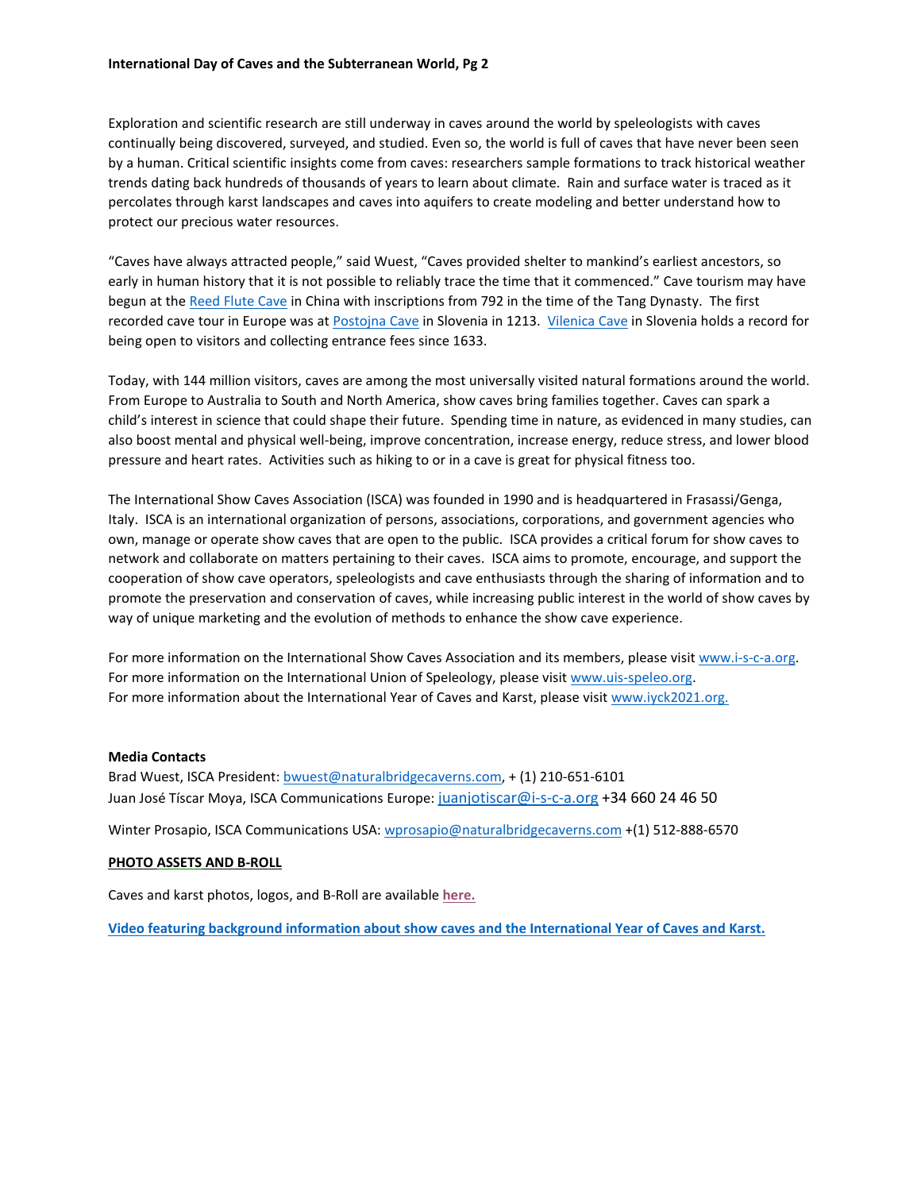Exploration and scientific research are still underway in caves around the world by speleologists with caves continually being discovered, surveyed, and studied. Even so, the world is full of caves that have never been seen by a human. Critical scientific insights come from caves: researchers sample formations to track historical weather trends dating back hundreds of thousands of years to learn about climate. Rain and surface water is traced as it percolates through karst landscapes and caves into aquifers to create modeling and better understand how to protect our precious water resources.

"Caves have always attracted people," said Wuest, "Caves provided shelter to mankind's earliest ancestors, so early in human history that it is not possible to reliably trace the time that it commenced." Cave tourism may have begun at the Reed Flute Cave in China with inscriptions from 792 in the time of the Tang Dynasty. The first recorded cave tour in Europe was at Postojna Cave in Slovenia in 1213. Vilenica Cave in Slovenia holds a record for being open to visitors and collecting entrance fees since 1633.

Today, with 144 million visitors, caves are among the most universally visited natural formations around the world. From Europe to Australia to South and North America, show caves bring families together. Caves can spark a child's interest in science that could shape their future. Spending time in nature, as evidenced in many studies, can also boost mental and physical well-being, improve concentration, increase energy, reduce stress, and lower blood pressure and heart rates. Activities such as hiking to or in a cave is great for physical fitness too.

The International Show Caves Association (ISCA) was founded in 1990 and is headquartered in Frasassi/Genga, Italy. ISCA is an international organization of persons, associations, corporations, and government agencies who own, manage or operate show caves that are open to the public. ISCA provides a critical forum for show caves to network and collaborate on matters pertaining to their caves. ISCA aims to promote, encourage, and support the cooperation of show cave operators, speleologists and cave enthusiasts through the sharing of information and to promote the preservation and conservation of caves, while increasing public interest in the world of show caves by way of unique marketing and the evolution of methods to enhance the show cave experience.

For more information on the International Show Caves Association and its members, please visit www.i-s-c-a.org.
For more information on the International Union of Speleology, please visit www.uis-speleo.org.
For more information about the International Year of Caves and Karst, please visit www.iyck2021.org.

**Media Contacts**

Brad Wuest, ISCA President: bwuest@naturalbridgecaverns.com, + (1) 210-651-6101
Juan José Tíscar Moya, ISCA Communications Europe: juanjotiscar@i-s-c-a.org +34 660 24 46 50

Winter Prosapio, ISCA Communications USA: wprosapio@naturalbridgecaverns.com +(1) 512-888-6570

**PHOTO ASSETS AND B-ROLL**

Caves and karst photos, logos, and B-Roll are available **here.**

**Video featuring background information about show caves and the International Year of Caves and Karst.**